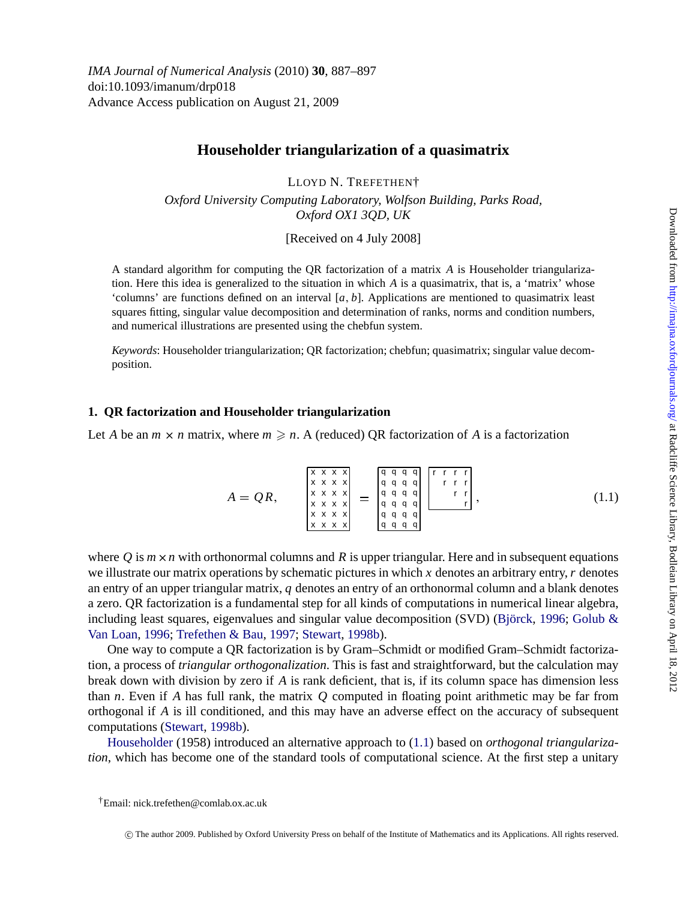IMA Journal of Numerical Analysis (2010) **30**, 887–897
doi:10.1093/imanum/drp018
Advance Access publication on August 21, 2009

# Householder triangularization of a quasimatrix

LLOYD N. TREFETHEN†

*Oxford University Computing Laboratory, Wolfson Building, Parks Road, Oxford OX1 3QD, UK*

[Received on 4 July 2008]

A standard algorithm for computing the QR factorization of a matrix $A$ is Householder triangularization. Here this idea is generalized to the situation in which $A$ is a quasimatrix, that is, a 'matrix' whose 'columns' are functions defined on an interval $[a, b]$. Applications are mentioned to quasimatrix least squares fitting, singular value decomposition and determination of ranks, norms and condition numbers, and numerical illustrations are presented using the chebfun system.

*Keywords*: Householder triangularization; QR factorization; chebfun; quasimatrix; singular value decomposition.

## 1. QR factorization and Householder triangularization

Let $A$ be an $m \times n$ matrix, where $m \geqslant n$. A (reduced) QR factorization of $A$ is a factorization

$$A = QR, \qquad \begin{bmatrix} x & x & x & x \\ x & x & x & x \\ x & x & x & x \\ x & x & x & x \\ x & x & x & x \\ x & x & x & x \end{bmatrix} = \begin{bmatrix} q & q & q & q \\ q & q & q & q \\ q & q & q & q \\ q & q & q & q \\ q & q & q & q \\ q & q & q & q \end{bmatrix} \begin{bmatrix} r & r & r & r \\ & r & r & r \\ & & r & r \\ & & & r \end{bmatrix}, \tag{1.1}$$

where $Q$ is $m \times n$ with orthonormal columns and $R$ is upper triangular. Here and in subsequent equations we illustrate our matrix operations by schematic pictures in which $x$ denotes an arbitrary entry, $r$ denotes an entry of an upper triangular matrix, $q$ denotes an entry of an orthonormal column and a blank denotes a zero. QR factorization is a fundamental step for all kinds of computations in numerical linear algebra, including least squares, eigenvalues and singular value decomposition (SVD) (Björck, 1996; Golub & Van Loan, 1996; Trefethen & Bau, 1997; Stewart, 1998b).

One way to compute a QR factorization is by Gram–Schmidt or modified Gram–Schmidt factorization, a process of *triangular orthogonalization*. This is fast and straightforward, but the calculation may break down with division by zero if $A$ is rank deficient, that is, if its column space has dimension less than $n$. Even if $A$ has full rank, the matrix $Q$ computed in floating point arithmetic may be far from orthogonal if $A$ is ill conditioned, and this may have an adverse effect on the accuracy of subsequent computations (Stewart, 1998b).

Householder (1958) introduced an alternative approach to (1.1) based on *orthogonal triangularization*, which has become one of the standard tools of computational science. At the first step a unitary

†Email: nick.trefethen@comlab.ox.ac.uk

© The author 2009. Published by Oxford University Press on behalf of the Institute of Mathematics and its Applications. All rights reserved.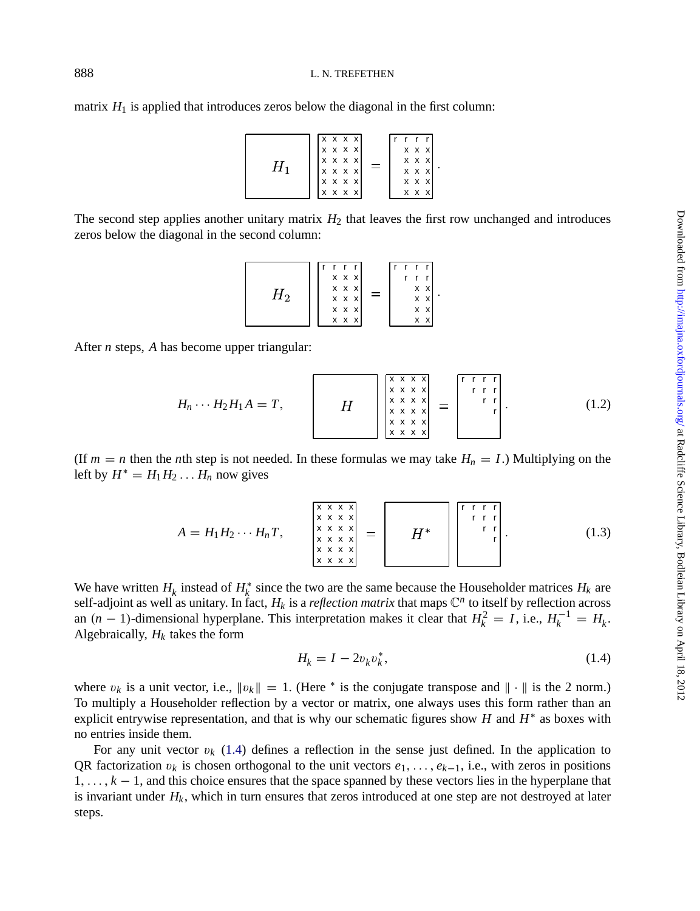matrix $H_1$ is applied that introduces zeros below the diagonal in the first column:

$$
\begin{bmatrix} & & & & \\ & & H_1 & & \\ & & & & \end{bmatrix}
\begin{bmatrix} x & x & x & x \\ x & x & x & x \\ x & x & x & x \\ x & x & x & x \\ x & x & x & x \\ x & x & x & x \end{bmatrix}
=
\begin{bmatrix} r & r & r & r \\ & x & x & x \\ & x & x & x \\ & x & x & x \\ & x & x & x \\ & x & x & x \end{bmatrix}.
$$

The second step applies another unitary matrix $H_2$ that leaves the first row unchanged and introduces zeros below the diagonal in the second column:

$$
\begin{bmatrix} & & & & \\ & & H_2 & & \\ & & & & \end{bmatrix}
\begin{bmatrix} r & r & r & r \\ & x & x & x \\ & x & x & x \\ & x & x & x \\ & x & x & x \\ & x & x & x \end{bmatrix}
=
\begin{bmatrix} r & r & r & r \\ & r & r & r \\ & & x & x \\ & & x & x \\ & & x & x \\ & & x & x \end{bmatrix}.
$$

After $n$ steps, $A$ has become upper triangular:

$$
H_n \cdots H_2 H_1 A = T, \qquad
\begin{bmatrix} & & & & \\ & & H & & \\ & & & & \end{bmatrix}
\begin{bmatrix} x & x & x & x \\ x & x & x & x \\ x & x & x & x \\ x & x & x & x \\ x & x & x & x \\ x & x & x & x \end{bmatrix}
=
\begin{bmatrix} r & r & r & r \\ & r & r & r \\ & & r & r \\ & & & r \\ & & & \\ & & & \end{bmatrix}. \tag{1.2}
$$

(If $m = n$ then the $n$th step is not needed. In these formulas we may take $H_n = I$.) Multiplying on the left by $H^* = H_1 H_2 \dots H_n$ now gives

$$
A = H_1 H_2 \cdots H_n T, \qquad
\begin{bmatrix} x & x & x & x \\ x & x & x & x \\ x & x & x & x \\ x & x & x & x \\ x & x & x & x \\ x & x & x & x \end{bmatrix}
=
\begin{bmatrix} & & & & \\ & & H^* & & \\ & & & & \end{bmatrix}
\begin{bmatrix} r & r & r & r \\ & r & r & r \\ & & r & r \\ & & & r \\ & & & \\ & & & \end{bmatrix}. \tag{1.3}
$$

We have written $H_k$ instead of $H_k^*$ since the two are the same because the Householder matrices $H_k$ are self-adjoint as well as unitary. In fact, $H_k$ is a *reflection matrix* that maps $\mathbb{C}^n$ to itself by reflection across an $(n-1)$-dimensional hyperplane. This interpretation makes it clear that $H_k^2 = I$, i.e., $H_k^{-1} = H_k$. Algebraically, $H_k$ takes the form

$$
H_k = I - 2 v_k v_k^*, \tag{1.4}
$$

where $v_k$ is a unit vector, i.e., $\|v_k\| = 1$. (Here $^*$ is the conjugate transpose and $\|\cdot\|$ is the 2 norm.) To multiply a Householder reflection by a vector or matrix, one always uses this form rather than an explicit entrywise representation, and that is why our schematic figures show $H$ and $H^*$ as boxes with no entries inside them.

For any unit vector $v_k$ (1.4) defines a reflection in the sense just defined. In the application to QR factorization $v_k$ is chosen orthogonal to the unit vectors $e_1, \dots, e_{k-1}$, i.e., with zeros in positions $1, \dots, k-1$, and this choice ensures that the space spanned by these vectors lies in the hyperplane that is invariant under $H_k$, which in turn ensures that zeros introduced at one step are not destroyed at later steps.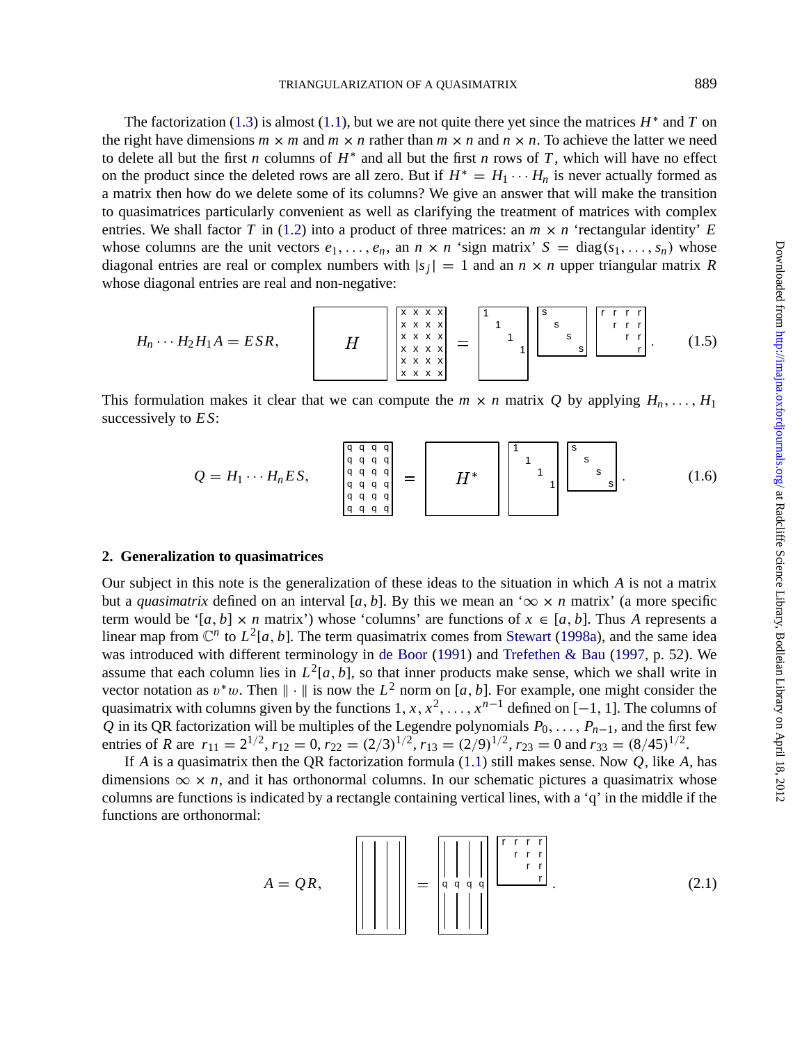The factorization (1.3) is almost (1.1), but we are not quite there yet since the matrices $H^*$ and $T$ on the right have dimensions $m \times m$ and $m \times n$ rather than $m \times n$ and $n \times n$. To achieve the latter we need to delete all but the first $n$ columns of $H^*$ and all but the first $n$ rows of $T$, which will have no effect on the product since the deleted rows are all zero. But if $H^* = H_1 \cdots H_n$ is never actually formed as a matrix then how do we delete some of its columns? We give an answer that will make the transition to quasimatrices particularly convenient as well as clarifying the treatment of matrices with complex entries. We shall factor $T$ in (1.2) into a product of three matrices: an $m \times n$ 'rectangular identity' $E$ whose columns are the unit vectors $e_1, \ldots, e_n$, an $n \times n$ 'sign matrix' $S = \mathrm{diag}(s_1, \ldots, s_n)$ whose diagonal entries are real or complex numbers with $|s_j| = 1$ and an $n \times n$ upper triangular matrix $R$ whose diagonal entries are real and non-negative:

$$H_n \cdots H_2 H_1 A = ESR, \qquad (1.5)$$

This formulation makes it clear that we can compute the $m \times n$ matrix $Q$ by applying $H_n, \ldots, H_1$ successively to $ES$:

$$Q = H_1 \cdots H_n ES, \qquad (1.6)$$

## 2. Generalization to quasimatrices

Our subject in this note is the generalization of these ideas to the situation in which $A$ is not a matrix but a *quasimatrix* defined on an interval $[a, b]$. By this we mean an '$\infty \times n$ matrix' (a more specific term would be '$[a, b] \times n$ matrix') whose 'columns' are functions of $x \in [a, b]$. Thus $A$ represents a linear map from $\mathbb{C}^n$ to $L^2[a, b]$. The term quasimatrix comes from Stewart (1998a), and the same idea was introduced with different terminology in de Boor (1991) and Trefethen & Bau (1997, p. 52). We assume that each column lies in $L^2[a, b]$, so that inner products make sense, which we shall write in vector notation as $v^* w$. Then $\|\cdot\|$ is now the $L^2$ norm on $[a, b]$. For example, one might consider the quasimatrix with columns given by the functions $1, x, x^2, \ldots, x^{n-1}$ defined on $[-1, 1]$. The columns of $Q$ in its QR factorization will be multiples of the Legendre polynomials $P_0, \ldots, P_{n-1}$, and the first few entries of $R$ are $r_{11} = 2^{1/2}$, $r_{12} = 0$, $r_{22} = (2/3)^{1/2}$, $r_{13} = (2/9)^{1/2}$, $r_{23} = 0$ and $r_{33} = (8/45)^{1/2}$.

If $A$ is a quasimatrix then the QR factorization formula (1.1) still makes sense. Now $Q$, like $A$, has dimensions $\infty \times n$, and it has orthonormal columns. In our schematic pictures a quasimatrix whose columns are functions is indicated by a rectangle containing vertical lines, with a 'q' in the middle if the functions are orthonormal:

$$A = QR, \qquad (2.1)$$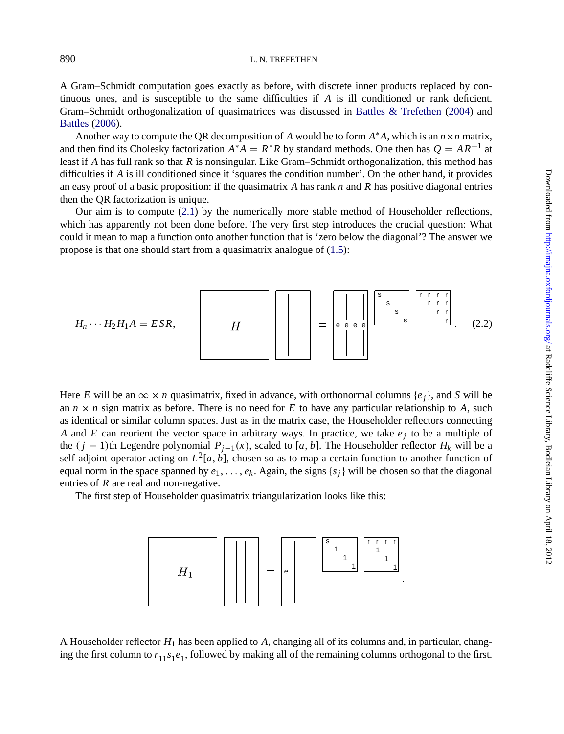A Gram–Schmidt computation goes exactly as before, with discrete inner products replaced by continuous ones, and is susceptible to the same difficulties if $A$ is ill conditioned or rank deficient. Gram–Schmidt orthogonalization of quasimatrices was discussed in Battles & Trefethen (2004) and Battles (2006).

Another way to compute the QR decomposition of $A$ would be to form $A^*A$, which is an $n \times n$ matrix, and then find its Cholesky factorization $A^*A = R^*R$ by standard methods. One then has $Q = AR^{-1}$ at least if $A$ has full rank so that $R$ is nonsingular. Like Gram–Schmidt orthogonalization, this method has difficulties if $A$ is ill conditioned since it 'squares the condition number'. On the other hand, it provides an easy proof of a basic proposition: if the quasimatrix $A$ has rank $n$ and $R$ has positive diagonal entries then the QR factorization is unique.

Our aim is to compute (2.1) by the numerically more stable method of Householder reflections, which has apparently not been done before. The very first step introduces the crucial question: What could it mean to map a function onto another function that is 'zero below the diagonal'? The answer we propose is that one should start from a quasimatrix analogue of (1.5):

$$H_n \cdots H_2 H_1 A = ESR, \qquad \left[\;H\;\right]\left[\;\Big|\;\Big|\;\Big|\;\Big|\;\right] = \left[\;e\;e\;e\;e\;\right]\begin{bmatrix} s & & & \\ & s & & \\ & & s & \\ & & & s \end{bmatrix}\begin{bmatrix} r & r & r & r \\ & r & r & r \\ & & r & r \\ & & & r \end{bmatrix}. \tag{2.2}$$

Here $E$ will be an $\infty \times n$ quasimatrix, fixed in advance, with orthonormal columns $\{e_j\}$, and $S$ will be an $n \times n$ sign matrix as before. There is no need for $E$ to have any particular relationship to $A$, such as identical or similar column spaces. Just as in the matrix case, the Householder reflectors connecting $A$ and $E$ can reorient the vector space in arbitrary ways. In practice, we take $e_j$ to be a multiple of the $(j-1)$th Legendre polynomial $P_{j-1}(x)$, scaled to $[a, b]$. The Householder reflector $H_k$ will be a self-adjoint operator acting on $L^2[a, b]$, chosen so as to map a certain function to another function of equal norm in the space spanned by $e_1, \ldots, e_k$. Again, the signs $\{s_j\}$ will be chosen so that the diagonal entries of $R$ are real and non-negative.

The first step of Householder quasimatrix triangularization looks like this:

$$\left[\;H_1\;\right]\left[\;\Big|\;\Big|\;\Big|\;\Big|\;\right] = \left[\;e\;\Big|\;\Big|\;\Big|\;\right]\begin{bmatrix} s & & & \\ & 1 & & \\ & & 1 & \\ & & & 1 \end{bmatrix}\begin{bmatrix} r & r & r & r \\ & 1 & & \\ & & 1 & \\ & & & 1 \end{bmatrix}.$$

A Householder reflector $H_1$ has been applied to $A$, changing all of its columns and, in particular, changing the first column to $r_{11}s_1e_1$, followed by making all of the remaining columns orthogonal to the first.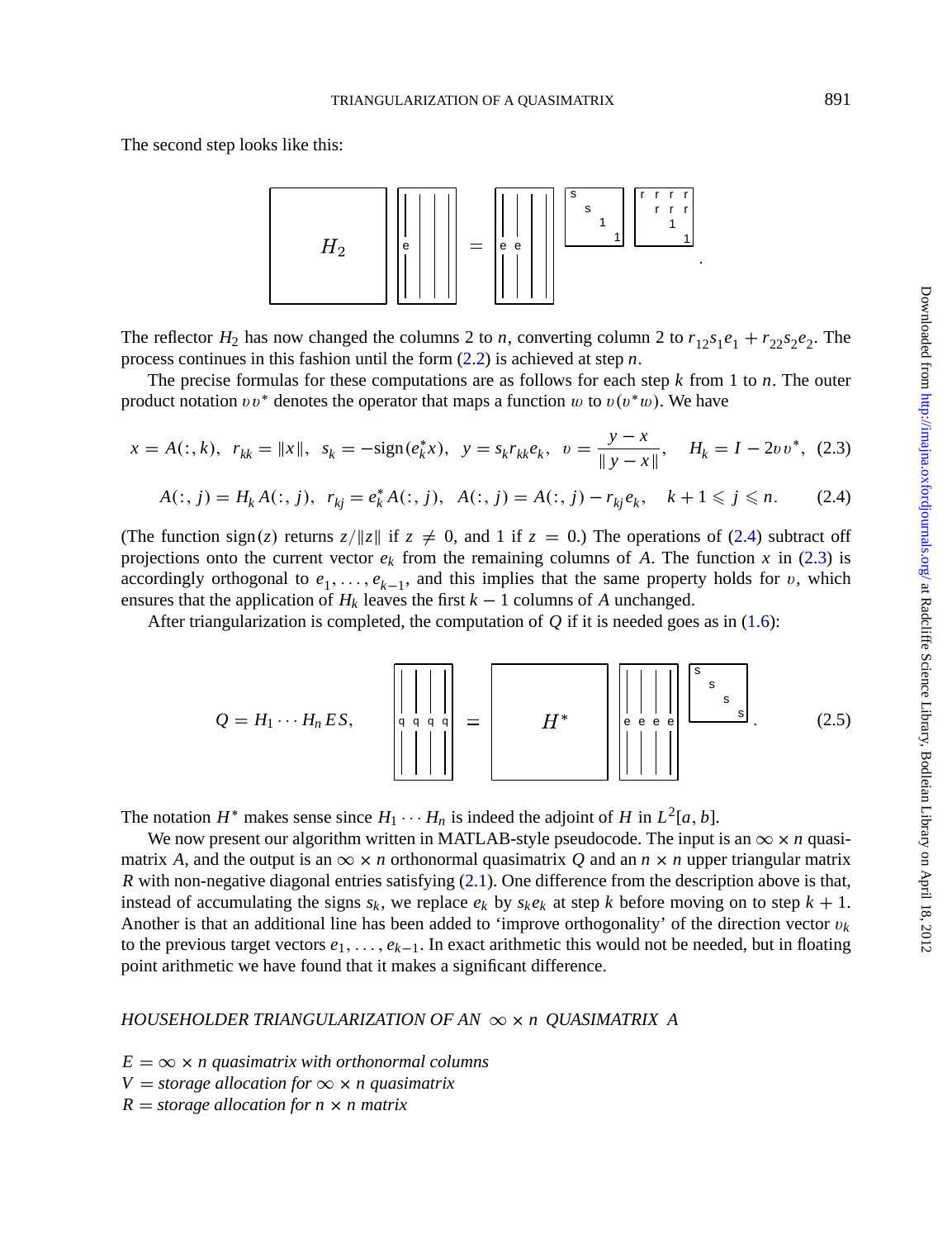The second step looks like this:

$$
\begin{bmatrix} \\ & H_2 & \\ \\ \end{bmatrix}
\left[\begin{array}{c|c|c|c} & & & \\ e & & & \\ & & & \end{array}\right]
=
\left[\begin{array}{c|c|c|c} & & & \\ e & e & & \\ & & & \end{array}\right]
\begin{bmatrix} s & & & \\ & s & & \\ & & 1 & \\ & & & 1 \end{bmatrix}
\begin{bmatrix} r & r & r & r \\ & r & r & r \\ & & 1 & \\ & & & 1 \end{bmatrix}.
$$

The reflector $H_2$ has now changed the columns 2 to $n$, converting column 2 to $r_{12}s_1e_1 + r_{22}s_2e_2$. The process continues in this fashion until the form (2.2) is achieved at step $n$.

The precise formulas for these computations are as follows for each step $k$ from 1 to $n$. The outer product notation $vv^*$ denotes the operator that maps a function $w$ to $v(v^*w)$. We have

$$
x = A(:,k),\;\; r_{kk} = \|x\|,\;\; s_k = -\text{sign}(e_k^* x),\;\; y = s_k r_{kk} e_k,\;\; v = \frac{y-x}{\|y-x\|},\quad H_k = I - 2vv^*, \tag{2.3}
$$

$$
A(:,j) = H_k A(:,j),\;\; r_{kj} = e_k^* A(:,j),\;\; A(:,j) = A(:,j) - r_{kj}e_k,\quad k+1 \leqslant j \leqslant n. \tag{2.4}
$$

(The function $\text{sign}(z)$ returns $z/\|z\|$ if $z \neq 0$, and 1 if $z = 0$.) The operations of (2.4) subtract off projections onto the current vector $e_k$ from the remaining columns of $A$. The function $x$ in (2.3) is accordingly orthogonal to $e_1, \ldots, e_{k-1}$, and this implies that the same property holds for $v$, which ensures that the application of $H_k$ leaves the first $k-1$ columns of $A$ unchanged.

After triangularization is completed, the computation of $Q$ if it is needed goes as in (1.6):

$$
Q = H_1 \cdots H_n E S,\qquad
\left[\begin{array}{c|c|c|c} & & & \\ q & q & q & q \\ & & & \end{array}\right]
=
\begin{bmatrix} \\ & H^* & \\ \\ \end{bmatrix}
\left[\begin{array}{c|c|c|c} & & & \\ e & e & e & e \\ & & & \end{array}\right]
\begin{bmatrix} s & & & \\ & s & & \\ & & s & \\ & & & s \end{bmatrix}. \tag{2.5}
$$

The notation $H^*$ makes sense since $H_1 \cdots H_n$ is indeed the adjoint of $H$ in $L^2[a,b]$.

We now present our algorithm written in MATLAB-style pseudocode. The input is an $\infty \times n$ quasimatrix $A$, and the output is an $\infty \times n$ orthonormal quasimatrix $Q$ and an $n \times n$ upper triangular matrix $R$ with non-negative diagonal entries satisfying (2.1). One difference from the description above is that, instead of accumulating the signs $s_k$, we replace $e_k$ by $s_k e_k$ at step $k$ before moving on to step $k+1$. Another is that an additional line has been added to 'improve orthogonality' of the direction vector $v_k$ to the previous target vectors $e_1, \ldots, e_{k-1}$. In exact arithmetic this would not be needed, but in floating point arithmetic we have found that it makes a significant difference.

*HOUSEHOLDER TRIANGULARIZATION OF AN $\infty \times n$ QUASIMATRIX $A$*

*$E = \infty \times n$ quasimatrix with orthonormal columns*
*$V =$ storage allocation for $\infty \times n$ quasimatrix*
*$R =$ storage allocation for $n \times n$ matrix*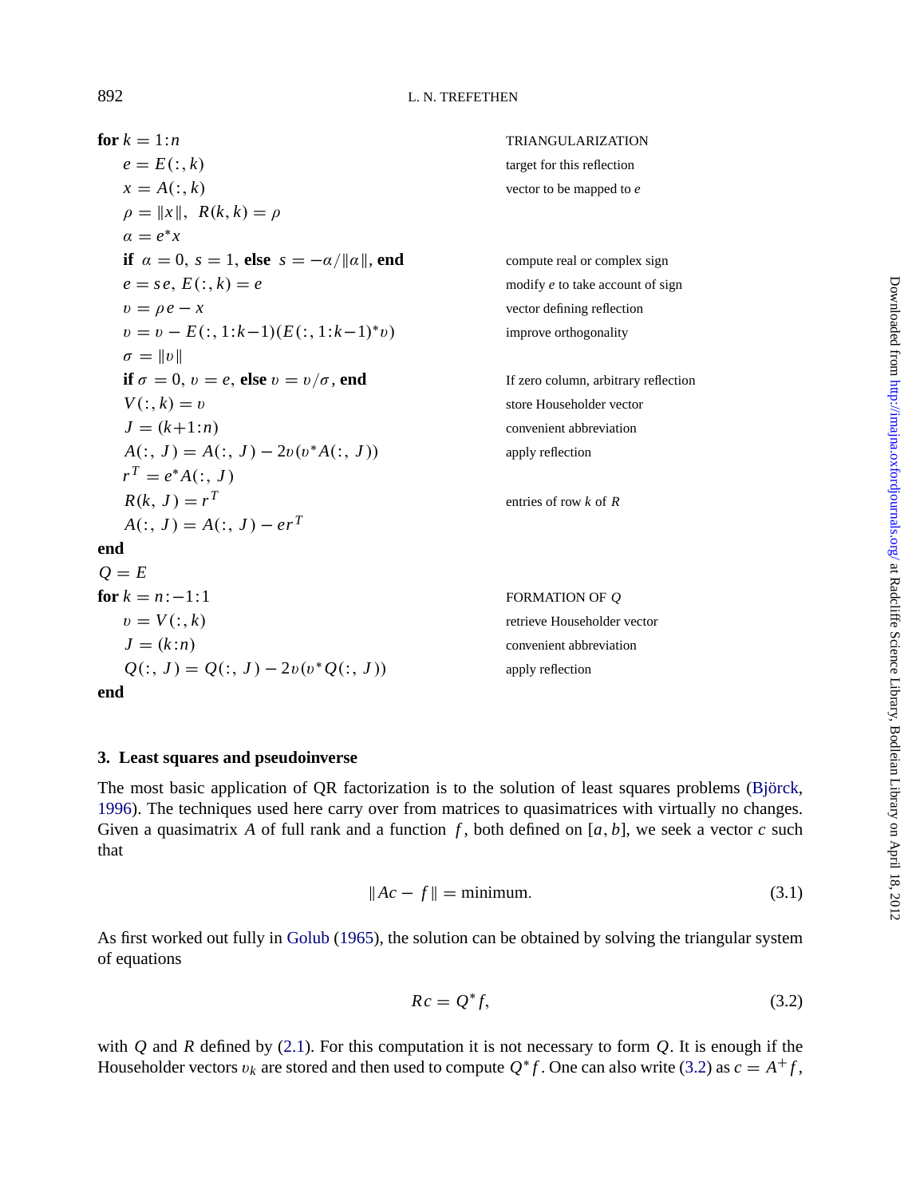```
for k = 1:n                                        TRIANGULARIZATION
    e = E(:, k)                                    target for this reflection
    x = A(:, k)                                    vector to be mapped to e
    ρ = ‖x‖,  R(k, k) = ρ
    α = e*x
    if α = 0, s = 1, else s = −α/‖α‖, end          compute real or complex sign
    e = s e, E(:, k) = e                           modify e to take account of sign
    v = ρ e − x                                    vector defining reflection
    v = v − E(:, 1:k−1)(E(:, 1:k−1)* v)            improve orthogonality
    σ = ‖v‖
    if σ = 0, v = e, else v = v/σ, end             If zero column, arbitrary reflection
    V(:, k) = v                                    store Householder vector
    J = (k+1:n)                                    convenient abbreviation
    A(:, J) = A(:, J) − 2v(v* A(:, J))             apply reflection
    r^T = e* A(:, J)
    R(k, J) = r^T                                  entries of row k of R
    A(:, J) = A(:, J) − e r^T
end
Q = E
for k = n:−1:1                                     FORMATION OF Q
    v = V(:, k)                                    retrieve Householder vector
    J = (k:n)                                      convenient abbreviation
    Q(:, J) = Q(:, J) − 2v(v* Q(:, J))             apply reflection
end
```

## 3. Least squares and pseudoinverse

The most basic application of QR factorization is to the solution of least squares problems (Björck, 1996). The techniques used here carry over from matrices to quasimatrices with virtually no changes. Given a quasimatrix $A$ of full rank and a function $f$, both defined on $[a, b]$, we seek a vector $c$ such that

$$\|Ac - f\| = \text{minimum}. \tag{3.1}$$

As first worked out fully in Golub (1965), the solution can be obtained by solving the triangular system of equations

$$Rc = Q^* f, \tag{3.2}$$

with $Q$ and $R$ defined by (2.1). For this computation it is not necessary to form $Q$. It is enough if the Householder vectors $v_k$ are stored and then used to compute $Q^* f$. One can also write (3.2) as $c = A^+ f$,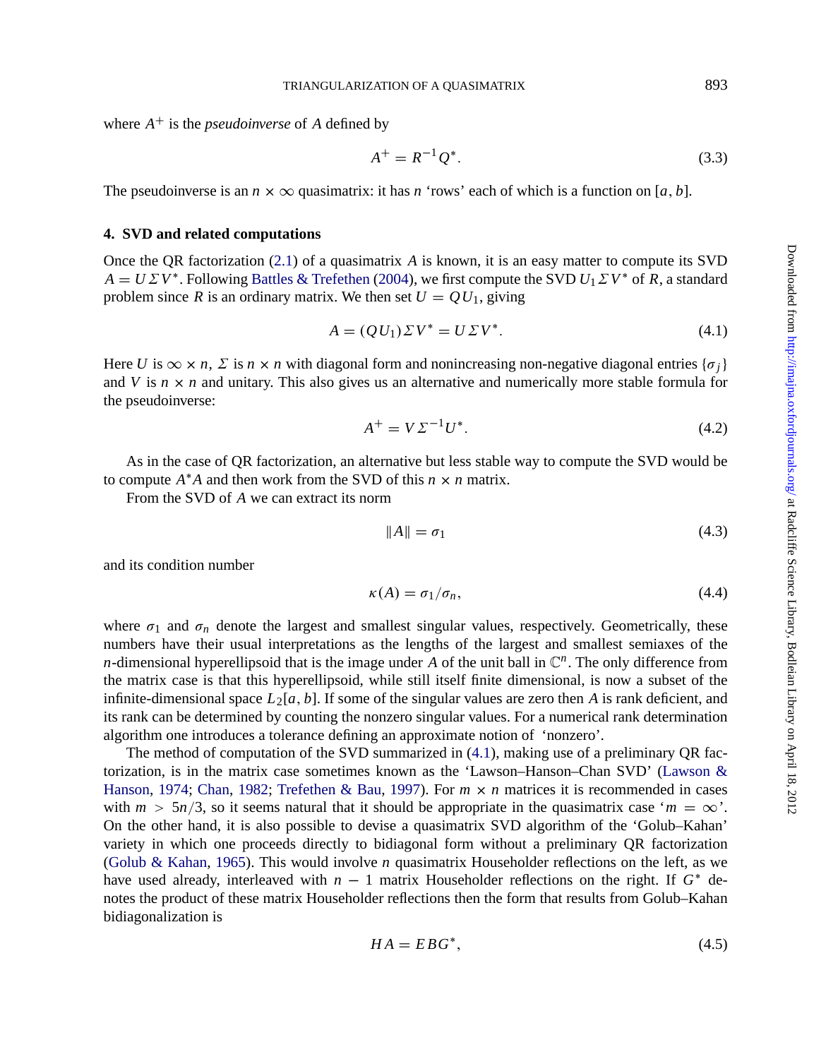where $A^+$ is the *pseudoinverse* of $A$ defined by

$$A^+ = R^{-1}Q^*. \tag{3.3}$$

The pseudoinverse is an $n \times \infty$ quasimatrix: it has $n$ 'rows' each of which is a function on $[a, b]$.

### 4. SVD and related computations

Once the QR factorization (2.1) of a quasimatrix $A$ is known, it is an easy matter to compute its SVD $A = U\Sigma V^*$. Following Battles & Trefethen (2004), we first compute the SVD $U_1 \Sigma V^*$ of $R$, a standard problem since $R$ is an ordinary matrix. We then set $U = QU_1$, giving

$$A = (QU_1)\Sigma V^* = U\Sigma V^*. \tag{4.1}$$

Here $U$ is $\infty \times n$, $\Sigma$ is $n \times n$ with diagonal form and nonincreasing non-negative diagonal entries $\{\sigma_j\}$ and $V$ is $n \times n$ and unitary. This also gives us an alternative and numerically more stable formula for the pseudoinverse:

$$A^+ = V\Sigma^{-1}U^*. \tag{4.2}$$

As in the case of QR factorization, an alternative but less stable way to compute the SVD would be to compute $A^*A$ and then work from the SVD of this $n \times n$ matrix.

From the SVD of $A$ we can extract its norm

$$\|A\| = \sigma_1 \tag{4.3}$$

and its condition number

$$\kappa(A) = \sigma_1/\sigma_n, \tag{4.4}$$

where $\sigma_1$ and $\sigma_n$ denote the largest and smallest singular values, respectively. Geometrically, these numbers have their usual interpretations as the lengths of the largest and smallest semiaxes of the $n$-dimensional hyperellipsoid that is the image under $A$ of the unit ball in $\mathbb{C}^n$. The only difference from the matrix case is that this hyperellipsoid, while still itself finite dimensional, is now a subset of the infinite-dimensional space $L_2[a, b]$. If some of the singular values are zero then $A$ is rank deficient, and its rank can be determined by counting the nonzero singular values. For a numerical rank determination algorithm one introduces a tolerance defining an approximate notion of 'nonzero'.

The method of computation of the SVD summarized in (4.1), making use of a preliminary QR factorization, is in the matrix case sometimes known as the 'Lawson–Hanson–Chan SVD' (Lawson & Hanson, 1974; Chan, 1982; Trefethen & Bau, 1997). For $m \times n$ matrices it is recommended in cases with $m > 5n/3$, so it seems natural that it should be appropriate in the quasimatrix case '$m = \infty$'. On the other hand, it is also possible to devise a quasimatrix SVD algorithm of the 'Golub–Kahan' variety in which one proceeds directly to bidiagonal form without a preliminary QR factorization (Golub & Kahan, 1965). This would involve $n$ quasimatrix Householder reflections on the left, as we have used already, interleaved with $n - 1$ matrix Householder reflections on the right. If $G^*$ denotes the product of these matrix Householder reflections then the form that results from Golub–Kahan bidiagonalization is

$$HA = EBG^*, \tag{4.5}$$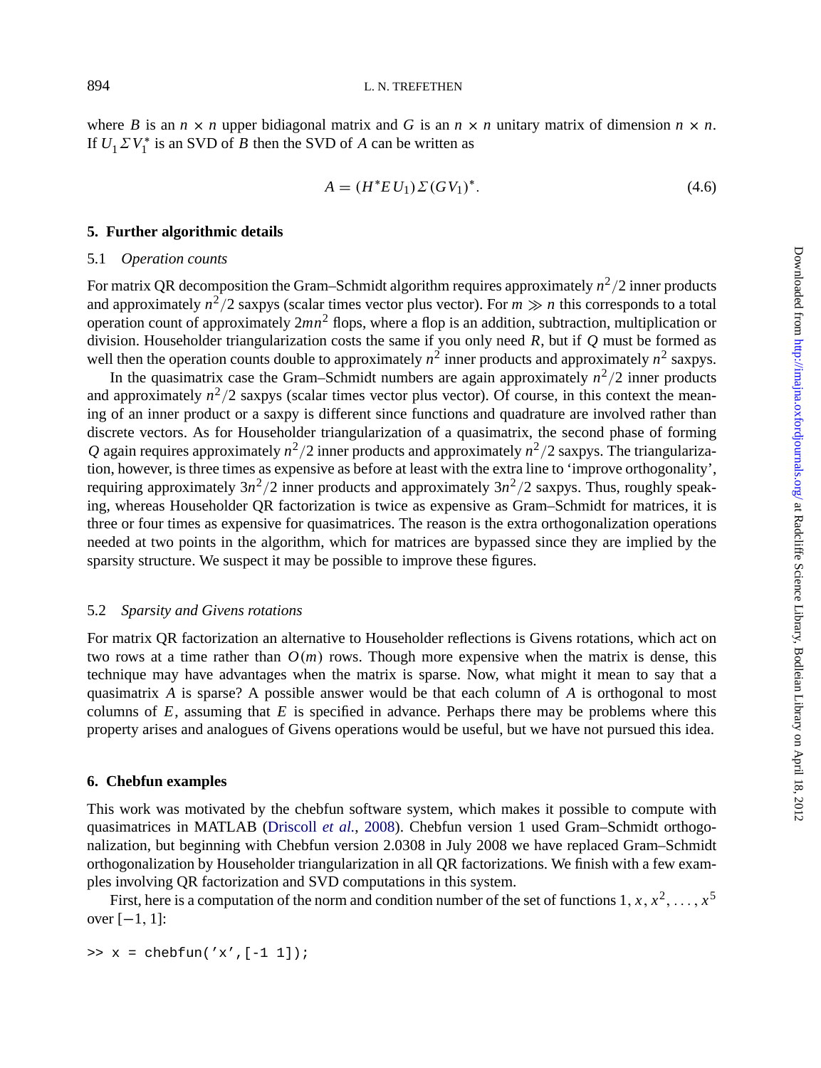where $B$ is an $n \times n$ upper bidiagonal matrix and $G$ is an $n \times n$ unitary matrix of dimension $n \times n$. If $U_1 \Sigma V_1^*$ is an SVD of $B$ then the SVD of $A$ can be written as

$$A = (H^* E U_1) \Sigma (G V_1)^*. \tag{4.6}$$

## 5. Further algorithmic details

### 5.1 *Operation counts*

For matrix QR decomposition the Gram–Schmidt algorithm requires approximately $n^2/2$ inner products and approximately $n^2/2$ saxpys (scalar times vector plus vector). For $m \gg n$ this corresponds to a total operation count of approximately $2mn^2$ flops, where a flop is an addition, subtraction, multiplication or division. Householder triangularization costs the same if you only need $R$, but if $Q$ must be formed as well then the operation counts double to approximately $n^2$ inner products and approximately $n^2$ saxpys.

In the quasimatrix case the Gram–Schmidt numbers are again approximately $n^2/2$ inner products and approximately $n^2/2$ saxpys (scalar times vector plus vector). Of course, in this context the meaning of an inner product or a saxpy is different since functions and quadrature are involved rather than discrete vectors. As for Householder triangularization of a quasimatrix, the second phase of forming $Q$ again requires approximately $n^2/2$ inner products and approximately $n^2/2$ saxpys. The triangularization, however, is three times as expensive as before at least with the extra line to 'improve orthogonality', requiring approximately $3n^2/2$ inner products and approximately $3n^2/2$ saxpys. Thus, roughly speaking, whereas Householder QR factorization is twice as expensive as Gram–Schmidt for matrices, it is three or four times as expensive for quasimatrices. The reason is the extra orthogonalization operations needed at two points in the algorithm, which for matrices are bypassed since they are implied by the sparsity structure. We suspect it may be possible to improve these figures.

### 5.2 *Sparsity and Givens rotations*

For matrix QR factorization an alternative to Householder reflections is Givens rotations, which act on two rows at a time rather than $O(m)$ rows. Though more expensive when the matrix is dense, this technique may have advantages when the matrix is sparse. Now, what might it mean to say that a quasimatrix $A$ is sparse? A possible answer would be that each column of $A$ is orthogonal to most columns of $E$, assuming that $E$ is specified in advance. Perhaps there may be problems where this property arises and analogues of Givens operations would be useful, but we have not pursued this idea.

## 6. Chebfun examples

This work was motivated by the chebfun software system, which makes it possible to compute with quasimatrices in MATLAB (Driscoll *et al.*, 2008). Chebfun version 1 used Gram–Schmidt orthogonalization, but beginning with Chebfun version 2.0308 in July 2008 we have replaced Gram–Schmidt orthogonalization by Householder triangularization in all QR factorizations. We finish with a few examples involving QR factorization and SVD computations in this system.

First, here is a computation of the norm and condition number of the set of functions $1, x, x^2, \ldots, x^5$ over $[-1, 1]$:

```
>> x = chebfun('x',[-1 1]);
```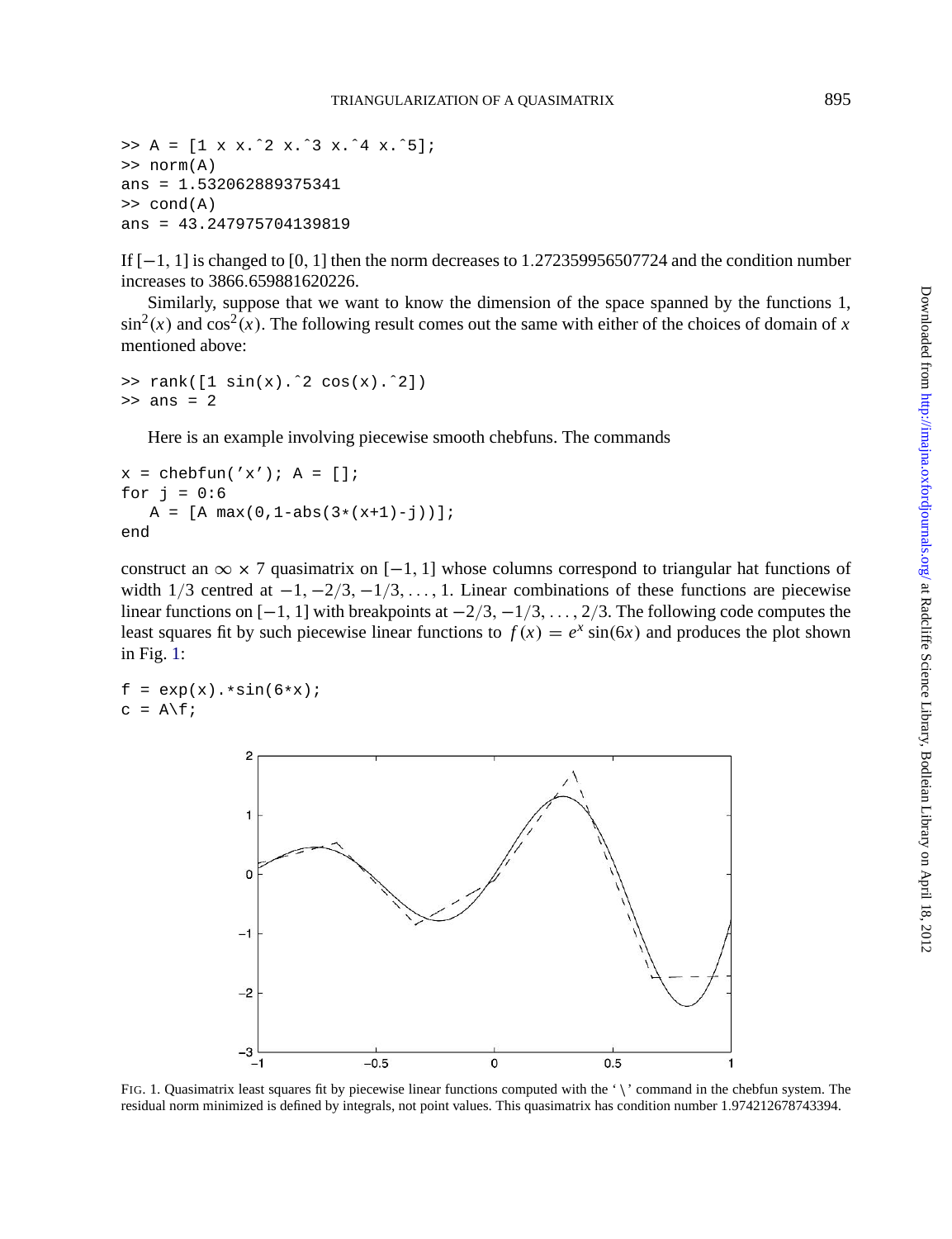```
>> A = [1 x x.^2 x.^3 x.^4 x.^5];
>> norm(A)
ans = 1.532062889375341
>> cond(A)
ans = 43.247975704139819
```

If $[-1, 1]$ is changed to $[0, 1]$ then the norm decreases to 1.272359956507724 and the condition number increases to 3866.659881620226.

Similarly, suppose that we want to know the dimension of the space spanned by the functions 1, $\sin^2(x)$ and $\cos^2(x)$. The following result comes out the same with either of the choices of domain of $x$ mentioned above:

```
>> rank([1 sin(x).^2 cos(x).^2])
>> ans = 2
```

Here is an example involving piecewise smooth chebfuns. The commands

```
x = chebfun('x'); A = [];
for j = 0:6
   A = [A max(0,1-abs(3*(x+1)-j))];
end
```

construct an $\infty \times 7$ quasimatrix on $[-1, 1]$ whose columns correspond to triangular hat functions of width $1/3$ centred at $-1, -2/3, -1/3, \ldots, 1$. Linear combinations of these functions are piecewise linear functions on $[-1, 1]$ with breakpoints at $-2/3, -1/3, \ldots, 2/3$. The following code computes the least squares fit by such piecewise linear functions to $f(x) = e^x \sin(6x)$ and produces the plot shown in Fig. 1:

```
f = exp(x).*sin(6*x);
c = A\f;
```

FIG. 1. Quasimatrix least squares fit by piecewise linear functions computed with the '\' command in the chebfun system. The residual norm minimized is defined by integrals, not point values. This quasimatrix has condition number 1.974212678743394.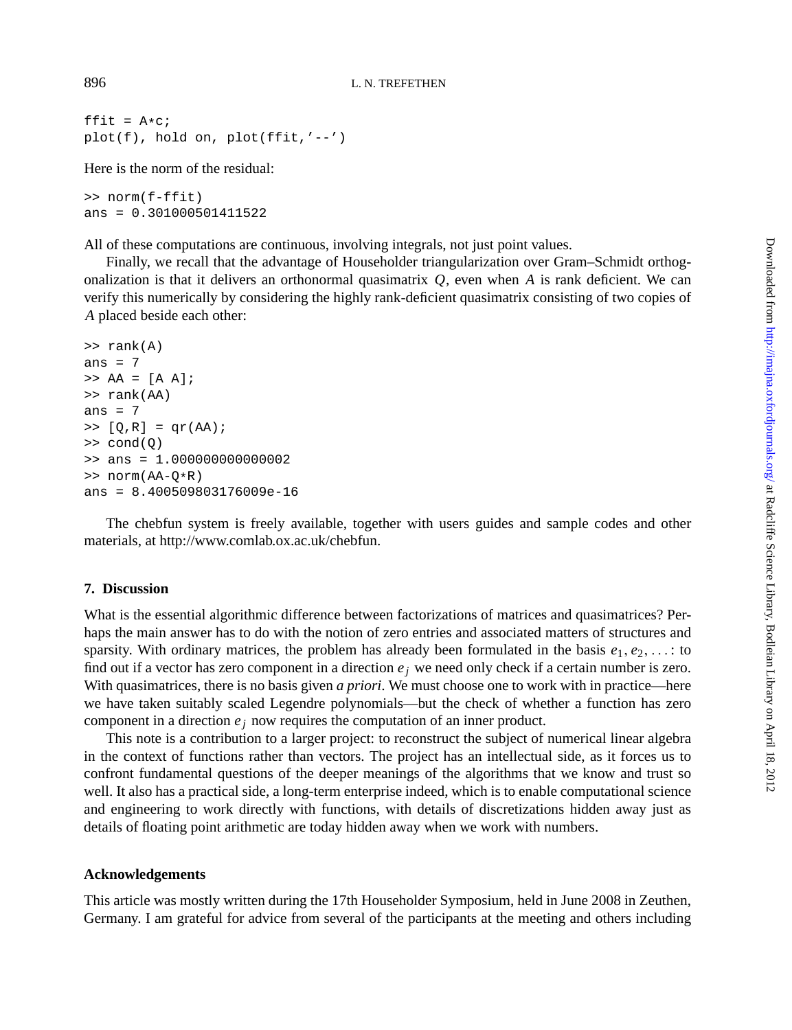```
ffit = A*c;
plot(f), hold on, plot(ffit,'--')
```

Here is the norm of the residual:

```
>> norm(f-ffit)
ans = 0.301000501411522
```

All of these computations are continuous, involving integrals, not just point values.

Finally, we recall that the advantage of Householder triangularization over Gram–Schmidt orthogonalization is that it delivers an orthonormal quasimatrix $Q$, even when $A$ is rank deficient. We can verify this numerically by considering the highly rank-deficient quasimatrix consisting of two copies of $A$ placed beside each other:

```
>> rank(A)
ans = 7
>> AA = [A A];
>> rank(AA)
ans = 7
>> [Q,R] = qr(AA);
>> cond(Q)
>> ans = 1.000000000000002
>> norm(AA-Q*R)
ans = 8.400509803176009e-16
```

The chebfun system is freely available, together with users guides and sample codes and other materials, at http://www.comlab.ox.ac.uk/chebfun.

## 7. Discussion

What is the essential algorithmic difference between factorizations of matrices and quasimatrices? Perhaps the main answer has to do with the notion of zero entries and associated matters of structures and sparsity. With ordinary matrices, the problem has already been formulated in the basis $e_1, e_2, \ldots$: to find out if a vector has zero component in a direction $e_j$ we need only check if a certain number is zero. With quasimatrices, there is no basis given *a priori*. We must choose one to work with in practice—here we have taken suitably scaled Legendre polynomials—but the check of whether a function has zero component in a direction $e_j$ now requires the computation of an inner product.

This note is a contribution to a larger project: to reconstruct the subject of numerical linear algebra in the context of functions rather than vectors. The project has an intellectual side, as it forces us to confront fundamental questions of the deeper meanings of the algorithms that we know and trust so well. It also has a practical side, a long-term enterprise indeed, which is to enable computational science and engineering to work directly with functions, with details of discretizations hidden away just as details of floating point arithmetic are today hidden away when we work with numbers.

### Acknowledgements

This article was mostly written during the 17th Householder Symposium, held in June 2008 in Zeuthen, Germany. I am grateful for advice from several of the participants at the meeting and others including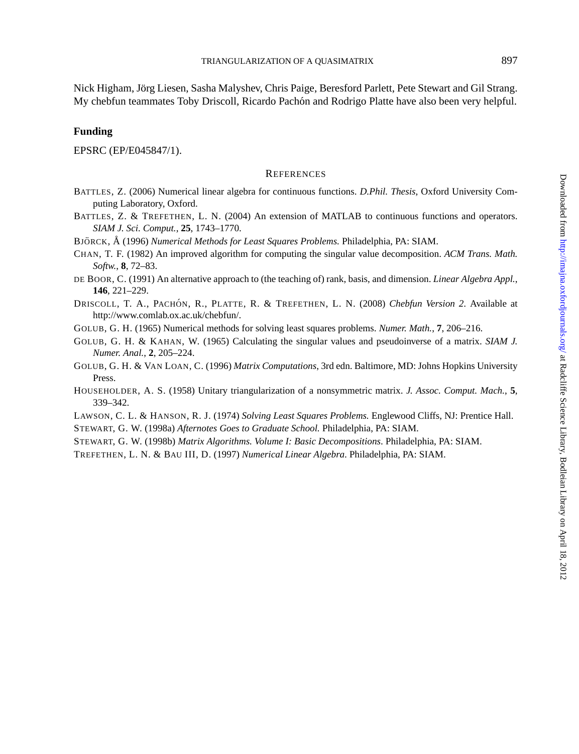Nick Higham, Jörg Liesen, Sasha Malyshev, Chris Paige, Beresford Parlett, Pete Stewart and Gil Strang. My chebfun teammates Toby Driscoll, Ricardo Pachón and Rodrigo Platte have also been very helpful.

## Funding

EPSRC (EP/E045847/1).

## References

BATTLES, Z. (2006) Numerical linear algebra for continuous functions. *D.Phil. Thesis*, Oxford University Computing Laboratory, Oxford.

BATTLES, Z. & TREFETHEN, L. N. (2004) An extension of MATLAB to continuous functions and operators. *SIAM J. Sci. Comput.*, **25**, 1743–1770.

BJÖRCK, Å (1996) *Numerical Methods for Least Squares Problems.* Philadelphia, PA: SIAM.

CHAN, T. F. (1982) An improved algorithm for computing the singular value decomposition. *ACM Trans. Math. Softw.*, **8**, 72–83.

DE BOOR, C. (1991) An alternative approach to (the teaching of) rank, basis, and dimension. *Linear Algebra Appl.*, **146**, 221–229.

DRISCOLL, T. A., PACHÓN, R., PLATTE, R. & TREFETHEN, L. N. (2008) *Chebfun Version 2*. Available at http://www.comlab.ox.ac.uk/chebfun/.

GOLUB, G. H. (1965) Numerical methods for solving least squares problems. *Numer. Math.*, **7**, 206–216.

GOLUB, G. H. & KAHAN, W. (1965) Calculating the singular values and pseudoinverse of a matrix. *SIAM J. Numer. Anal.*, **2**, 205–224.

GOLUB, G. H. & VAN LOAN, C. (1996) *Matrix Computations*, 3rd edn. Baltimore, MD: Johns Hopkins University Press.

HOUSEHOLDER, A. S. (1958) Unitary triangularization of a nonsymmetric matrix. *J. Assoc. Comput. Mach.*, **5**, 339–342.

LAWSON, C. L. & HANSON, R. J. (1974) *Solving Least Squares Problems.* Englewood Cliffs, NJ: Prentice Hall.

STEWART, G. W. (1998a) *Afternotes Goes to Graduate School.* Philadelphia, PA: SIAM.

STEWART, G. W. (1998b) *Matrix Algorithms. Volume I: Basic Decompositions*. Philadelphia, PA: SIAM.

TREFETHEN, L. N. & BAU III, D. (1997) *Numerical Linear Algebra.* Philadelphia, PA: SIAM.